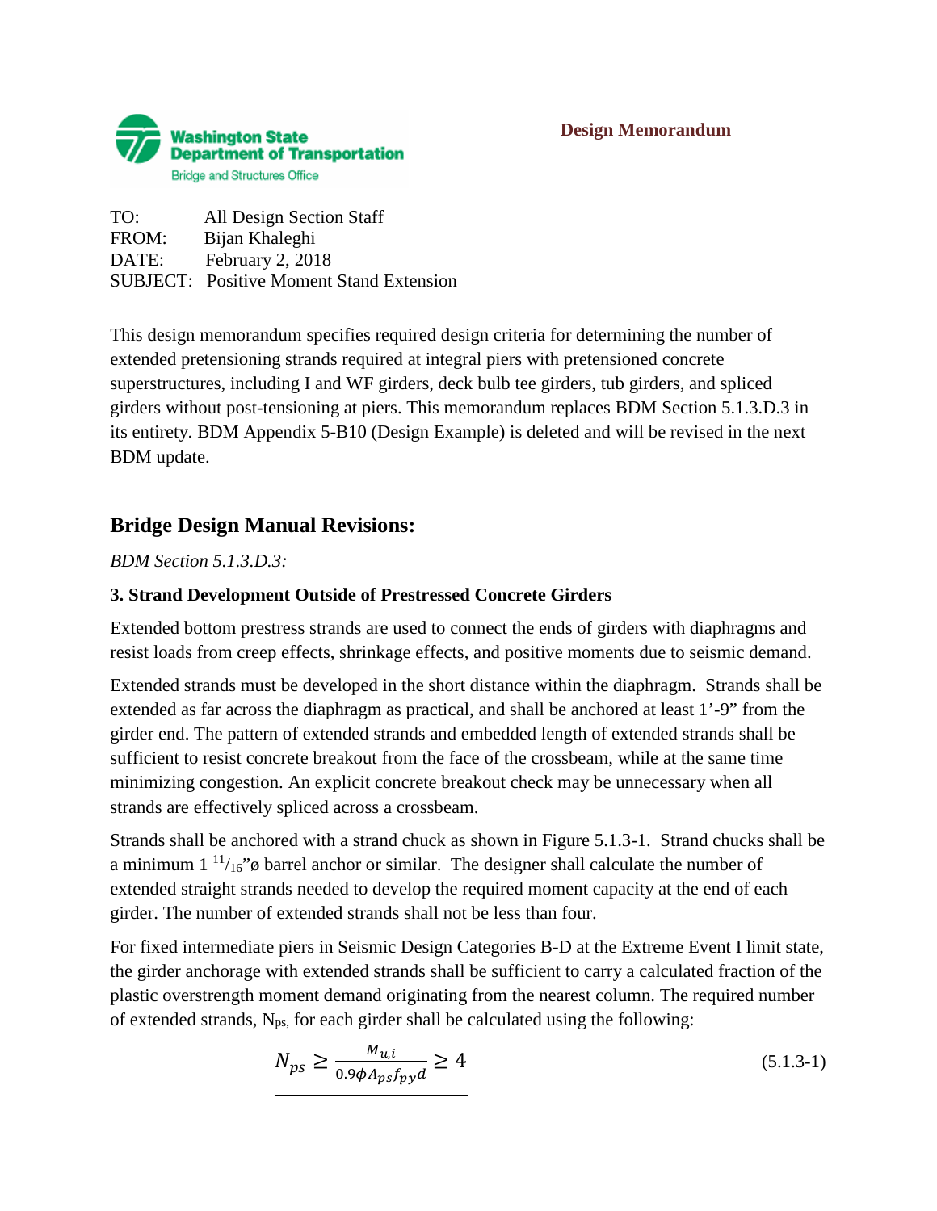Washington State Department of Transportation
Bridge and Structures Office

**Design Memorandum**

TO: All Design Section Staff
FROM: Bijan Khaleghi
DATE: February 2, 2018
SUBJECT: Positive Moment Stand Extension

This design memorandum specifies required design criteria for determining the number of extended pretensioning strands required at integral piers with pretensioned concrete superstructures, including I and WF girders, deck bulb tee girders, tub girders, and spliced girders without post-tensioning at piers. This memorandum replaces BDM Section 5.1.3.D.3 in its entirety. BDM Appendix 5-B10 (Design Example) is deleted and will be revised in the next BDM update.

## Bridge Design Manual Revisions:

*BDM Section 5.1.3.D.3:*

### 3. Strand Development Outside of Prestressed Concrete Girders

Extended bottom prestress strands are used to connect the ends of girders with diaphragms and resist loads from creep effects, shrinkage effects, and positive moments due to seismic demand.

Extended strands must be developed in the short distance within the diaphragm. Strands shall be extended as far across the diaphragm as practical, and shall be anchored at least 1'-9" from the girder end. The pattern of extended strands and embedded length of extended strands shall be sufficient to resist concrete breakout from the face of the crossbeam, while at the same time minimizing congestion. An explicit concrete breakout check may be unnecessary when all strands are effectively spliced across a crossbeam.

Strands shall be anchored with a strand chuck as shown in Figure 5.1.3-1. Strand chucks shall be a minimum $1\ ^{11}/_{16}$"ø barrel anchor or similar. The designer shall calculate the number of extended straight strands needed to develop the required moment capacity at the end of each girder. The number of extended strands shall not be less than four.

For fixed intermediate piers in Seismic Design Categories B-D at the Extreme Event I limit state, the girder anchorage with extended strands shall be sufficient to carry a calculated fraction of the plastic overstrength moment demand originating from the nearest column. The required number of extended strands, $N_{ps}$, for each girder shall be calculated using the following:

$$N_{ps} \geq \frac{M_{u,i}}{0.9\phi A_{ps} f_{py} d} \geq 4 \tag{5.1.3-1}$$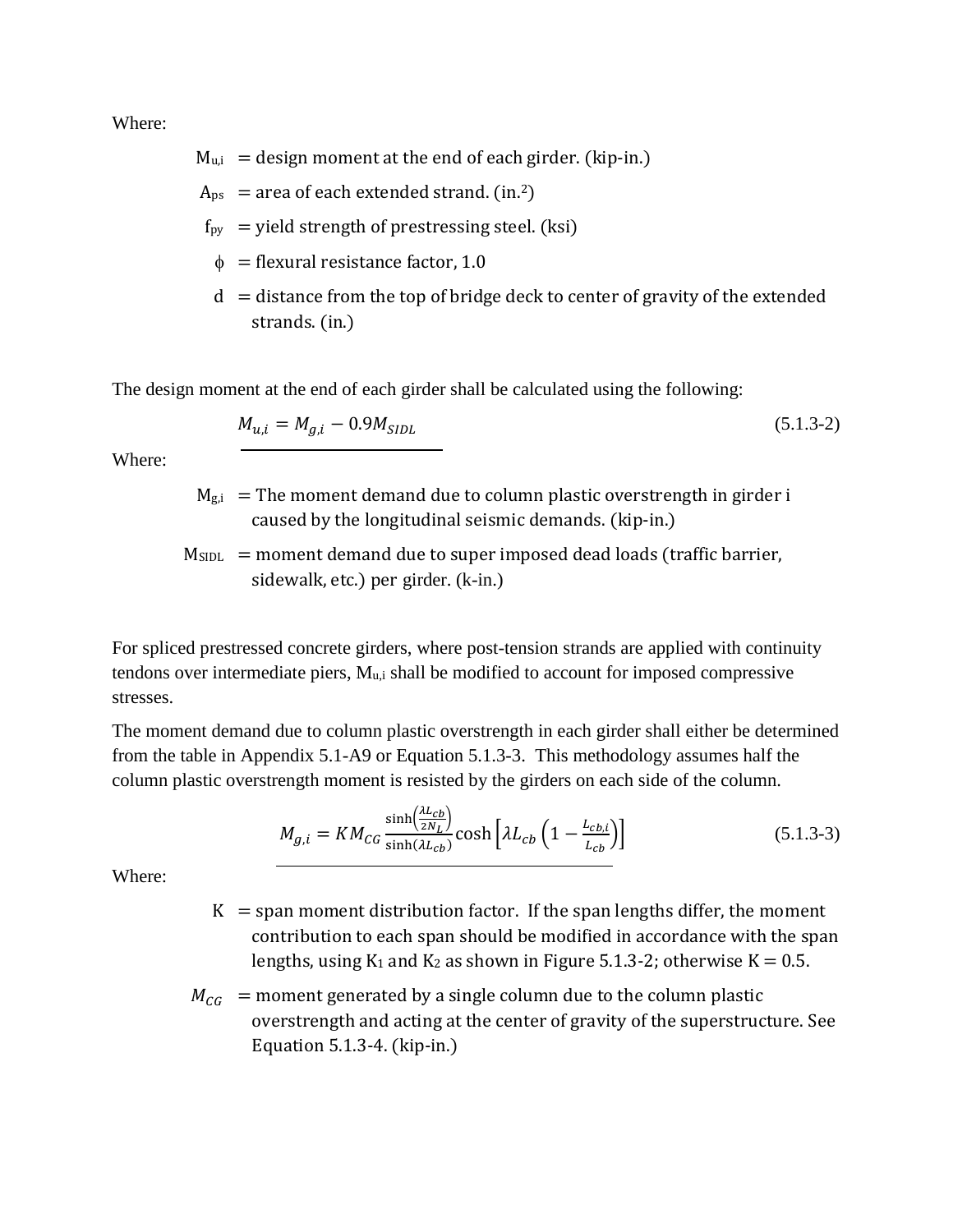Where:

$M_{u,i}$ = design moment at the end of each girder. (kip-in.)

$A_{ps}$ = area of each extended strand. (in.[2])

$f_{py}$ = yield strength of prestressing steel. (ksi)

$\phi$ = flexural resistance factor, 1.0

d = distance from the top of bridge deck to center of gravity of the extended strands. (in.)

The design moment at the end of each girder shall be calculated using the following:

$$M_{u,i} = M_{g,i} - 0.9M_{SIDL} \tag{5.1.3-2}$$

Where:

$M_{g,i}$ = The moment demand due to column plastic overstrength in girder i caused by the longitudinal seismic demands. (kip-in.)

$M_{SIDL}$ = moment demand due to super imposed dead loads (traffic barrier, sidewalk, etc.) per girder. (k-in.)

For spliced prestressed concrete girders, where post-tension strands are applied with continuity tendons over intermediate piers, $M_{u,i}$ shall be modified to account for imposed compressive stresses.

The moment demand due to column plastic overstrength in each girder shall either be determined from the table in Appendix 5.1-A9 or Equation 5.1.3-3. This methodology assumes half the column plastic overstrength moment is resisted by the girders on each side of the column.

$$M_{g,i} = KM_{CG}\frac{\sinh\left(\frac{\lambda L_{cb}}{2N_L}\right)}{\sinh(\lambda L_{cb})}\cosh\left[\lambda L_{cb}\left(1 - \frac{L_{cb,i}}{L_{cb}}\right)\right] \tag{5.1.3-3}$$

Where:

K = span moment distribution factor. If the span lengths differ, the moment contribution to each span should be modified in accordance with the span lengths, using $K_1$ and $K_2$ as shown in Figure 5.1.3-2; otherwise K = 0.5.

$M_{CG}$ = moment generated by a single column due to the column plastic overstrength and acting at the center of gravity of the superstructure. See Equation 5.1.3-4. (kip-in.)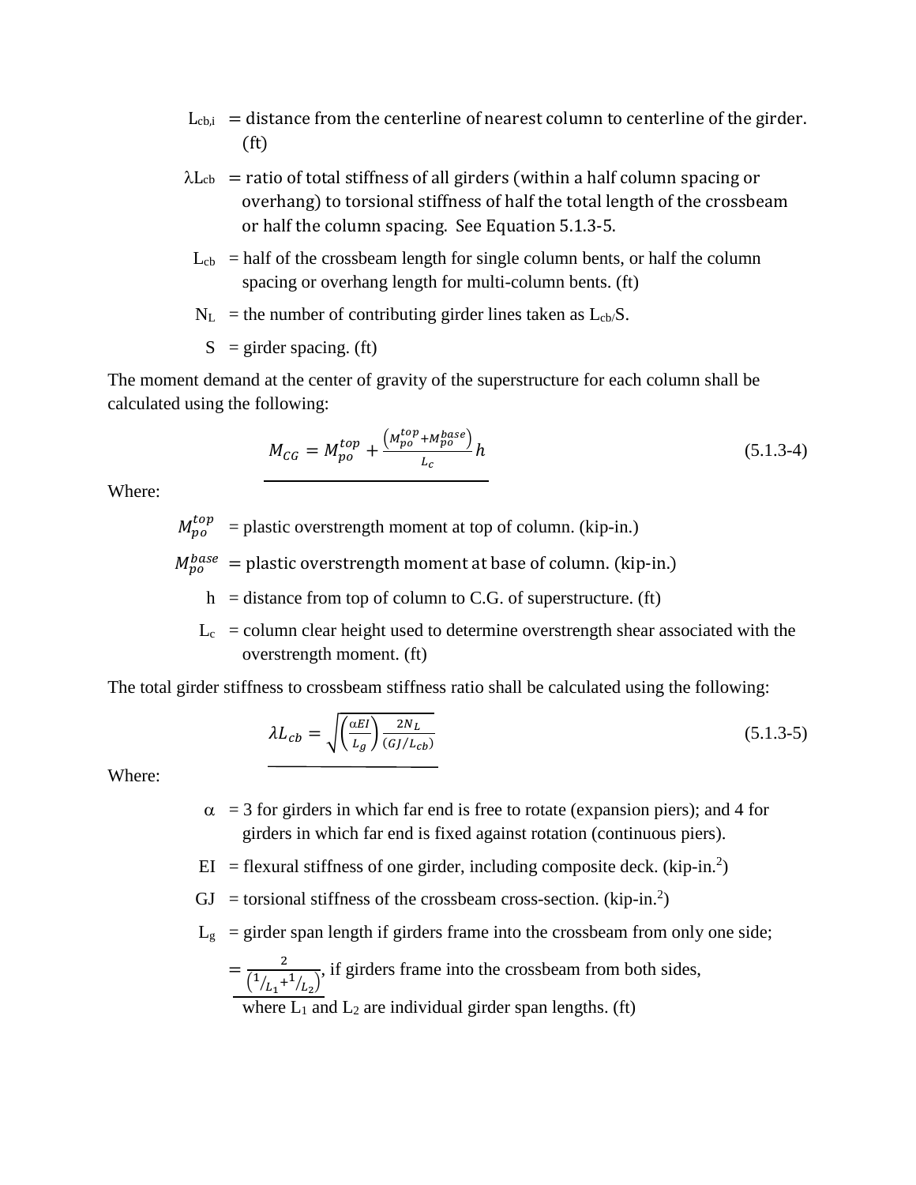$L_{cb,i}$ = distance from the centerline of nearest column to centerline of the girder. (ft)

$\lambda L_{cb}$ = ratio of total stiffness of all girders (within a half column spacing or overhang) to torsional stiffness of half the total length of the crossbeam or half the column spacing. See Equation 5.1.3-5.

$L_{cb}$ = half of the crossbeam length for single column bents, or half the column spacing or overhang length for multi-column bents. (ft)

$N_L$ = the number of contributing girder lines taken as $L_{cb}/S$.

$S$ = girder spacing. (ft)

The moment demand at the center of gravity of the superstructure for each column shall be calculated using the following:

$$M_{CG} = M_{po}^{top} + \frac{\left(M_{po}^{top} + M_{po}^{base}\right)}{L_c} h \qquad (5.1.3\text{-}4)$$

Where:

$M_{po}^{top}$ = plastic overstrength moment at top of column. (kip-in.)

$M_{po}^{base}$ = plastic overstrength moment at base of column. (kip-in.)

$h$ = distance from top of column to C.G. of superstructure. (ft)

$L_c$ = column clear height used to determine overstrength shear associated with the overstrength moment. (ft)

The total girder stiffness to crossbeam stiffness ratio shall be calculated using the following:

$$\lambda L_{cb} = \sqrt{\left(\frac{\alpha EI}{L_g}\right)\frac{2N_L}{(GJ/L_{cb})}} \qquad (5.1.3\text{-}5)$$

Where:

$\alpha$ = 3 for girders in which far end is free to rotate (expansion piers); and 4 for girders in which far end is fixed against rotation (continuous piers).

$EI$ = flexural stiffness of one girder, including composite deck. (kip-in.[2])

$GJ$ = torsional stiffness of the crossbeam cross-section. (kip-in.[2])

$L_g$ = girder span length if girders frame into the crossbeam from only one side;

$= \frac{2}{\left(1/L_1 + 1/L_2\right)}$, if girders frame into the crossbeam from both sides, where $L_1$ and $L_2$ are individual girder span lengths. (ft)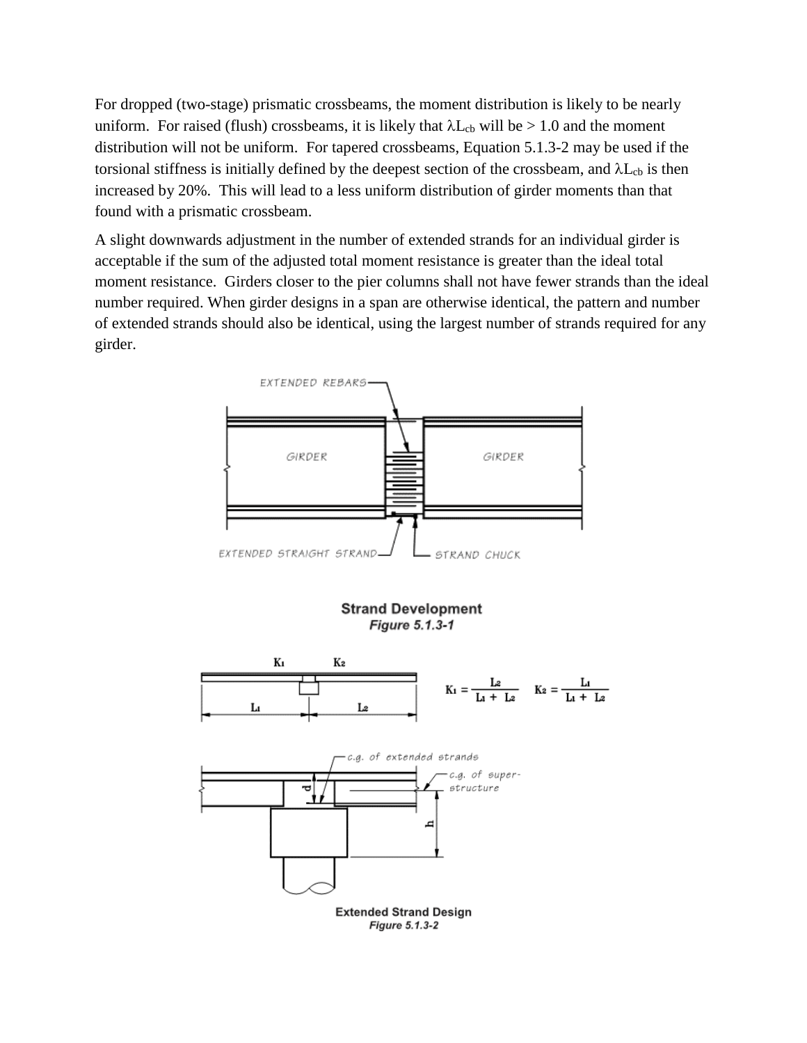For dropped (two-stage) prismatic crossbeams, the moment distribution is likely to be nearly uniform. For raised (flush) crossbeams, it is likely that $\lambda L_{cb}$ will be > 1.0 and the moment distribution will not be uniform. For tapered crossbeams, Equation 5.1.3-2 may be used if the torsional stiffness is initially defined by the deepest section of the crossbeam, and $\lambda L_{cb}$ is then increased by 20%. This will lead to a less uniform distribution of girder moments than that found with a prismatic crossbeam.

A slight downwards adjustment in the number of extended strands for an individual girder is acceptable if the sum of the adjusted total moment resistance is greater than the ideal total moment resistance. Girders closer to the pier columns shall not have fewer strands than the ideal number required. When girder designs in a span are otherwise identical, the pattern and number of extended strands should also be identical, using the largest number of strands required for any girder.

EXTENDED REBARS

GIRDER GIRDER

EXTENDED STRAIGHT STRAND — STRAND CHUCK

**Strand Development**
*Figure 5.1.3-1*

$K_1$ $K_2$

$L_1$ $L_2$

$$K_1 = \frac{L_2}{L_1 + L_2} \qquad K_2 = \frac{L_1}{L_1 + L_2}$$

c.g. of extended strands

c.g. of super-structure

d

h

**Extended Strand Design**
*Figure 5.1.3-2*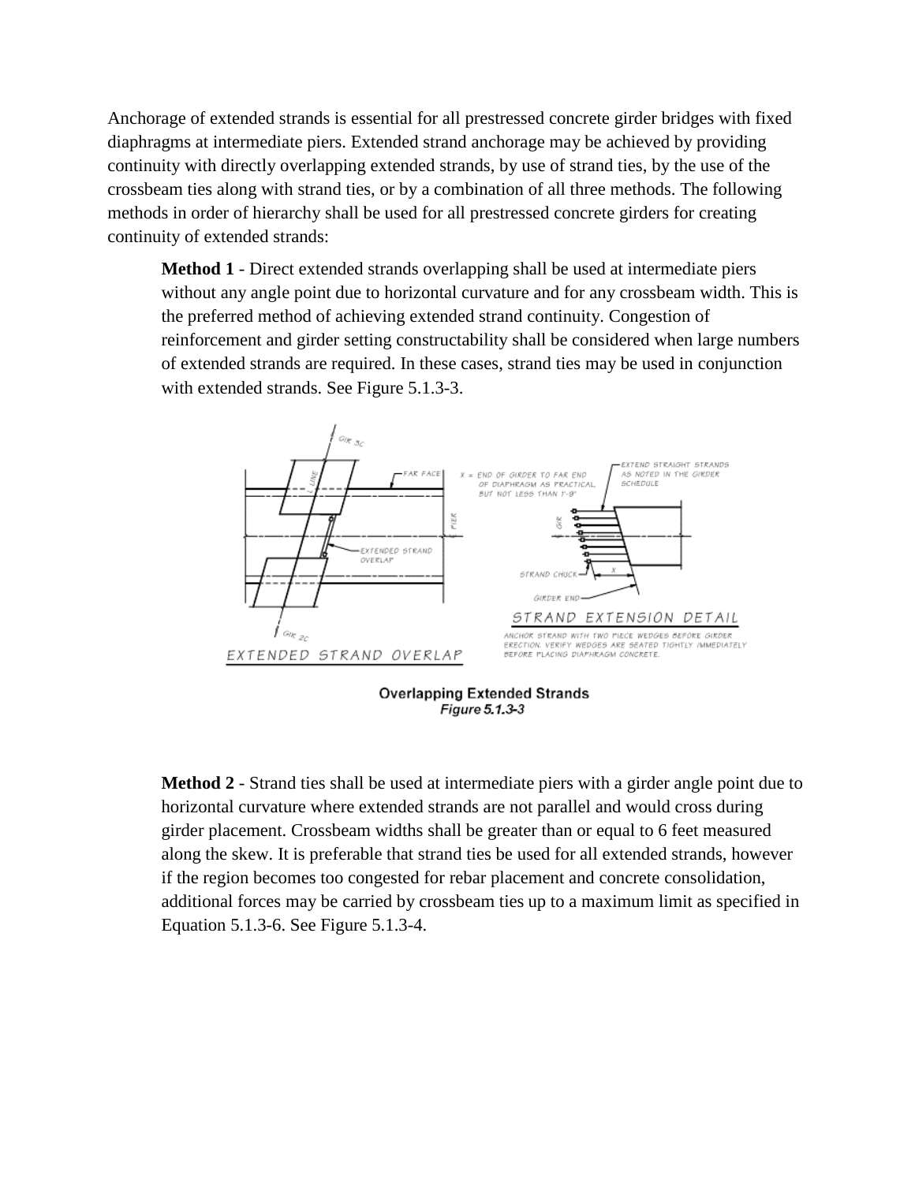Anchorage of extended strands is essential for all prestressed concrete girder bridges with fixed diaphragms at intermediate piers. Extended strand anchorage may be achieved by providing continuity with directly overlapping extended strands, by use of strand ties, by the use of the crossbeam ties along with strand ties, or by a combination of all three methods. The following methods in order of hierarchy shall be used for all prestressed concrete girders for creating continuity of extended strands:

**Method 1** - Direct extended strands overlapping shall be used at intermediate piers without any angle point due to horizontal curvature and for any crossbeam width. This is the preferred method of achieving extended strand continuity. Congestion of reinforcement and girder setting constructability shall be considered when large numbers of extended strands are required. In these cases, strand ties may be used in conjunction with extended strands. See Figure 5.1.3-3.

**Overlapping Extended Strands**
*Figure 5.1.3-3*

**Method 2** - Strand ties shall be used at intermediate piers with a girder angle point due to horizontal curvature where extended strands are not parallel and would cross during girder placement. Crossbeam widths shall be greater than or equal to 6 feet measured along the skew. It is preferable that strand ties be used for all extended strands, however if the region becomes too congested for rebar placement and concrete consolidation, additional forces may be carried by crossbeam ties up to a maximum limit as specified in Equation 5.1.3-6. See Figure 5.1.3-4.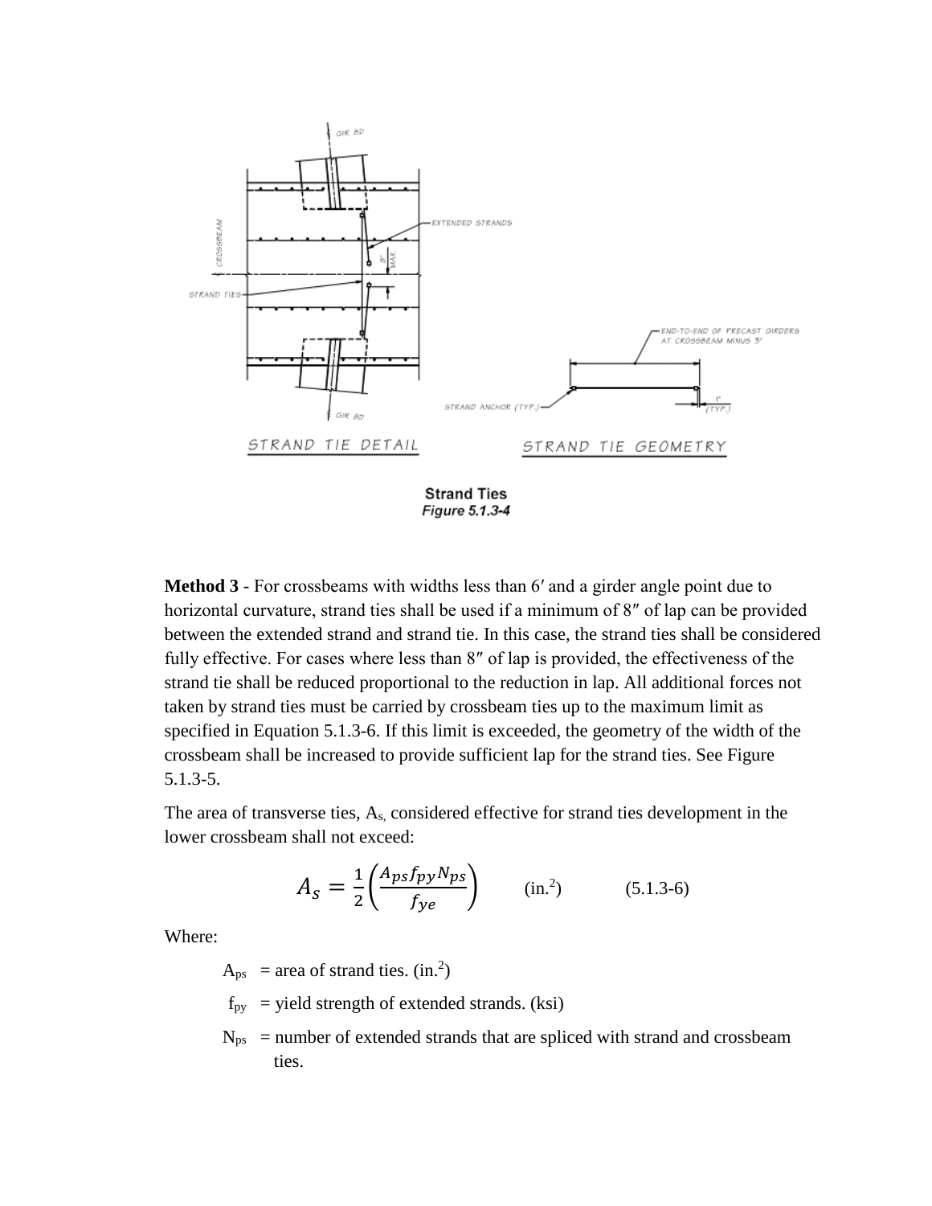**Strand Ties**
*Figure 5.1.3-4*

**Method 3** - For crossbeams with widths less than 6′ and a girder angle point due to horizontal curvature, strand ties shall be used if a minimum of 8″ of lap can be provided between the extended strand and strand tie. In this case, the strand ties shall be considered fully effective. For cases where less than 8″ of lap is provided, the effectiveness of the strand tie shall be reduced proportional to the reduction in lap. All additional forces not taken by strand ties must be carried by crossbeam ties up to the maximum limit as specified in Equation 5.1.3-6. If this limit is exceeded, the geometry of the width of the crossbeam shall be increased to provide sufficient lap for the strand ties. See Figure 5.1.3-5.

The area of transverse ties, $A_s$, considered effective for strand ties development in the lower crossbeam shall not exceed:

$$A_s = \frac{1}{2}\left(\frac{A_{ps} f_{py} N_{ps}}{f_{ye}}\right) \qquad \text{(in.}^2\text{)} \qquad \text{(5.1.3-6)}$$

Where:

- $A_{ps}$ = area of strand ties. (in.$^2$)
- $f_{py}$ = yield strength of extended strands. (ksi)
- $N_{ps}$ = number of extended strands that are spliced with strand and crossbeam ties.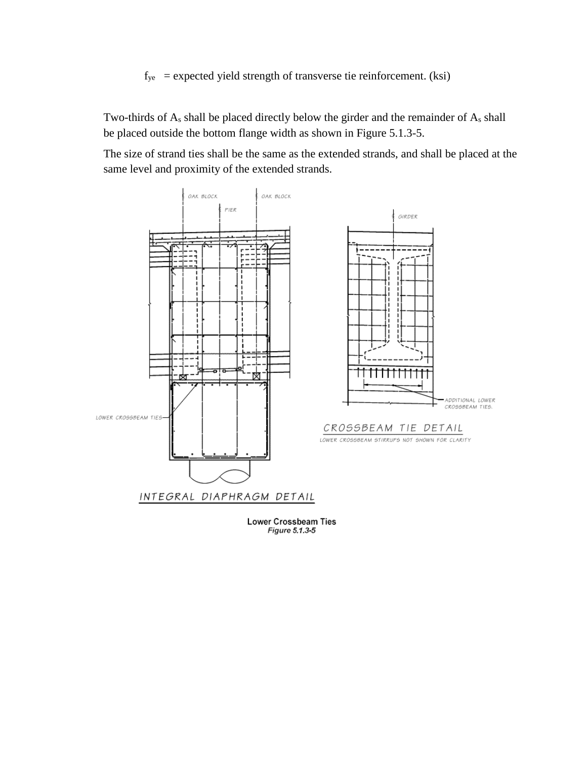$f_{ye}$ = expected yield strength of transverse tie reinforcement. (ksi)

Two-thirds of $A_s$ shall be placed directly below the girder and the remainder of $A_s$ shall be placed outside the bottom flange width as shown in Figure 5.1.3-5.

The size of strand ties shall be the same as the extended strands, and shall be placed at the same level and proximity of the extended strands.

**Lower Crossbeam Ties**
*Figure 5.1.3-5*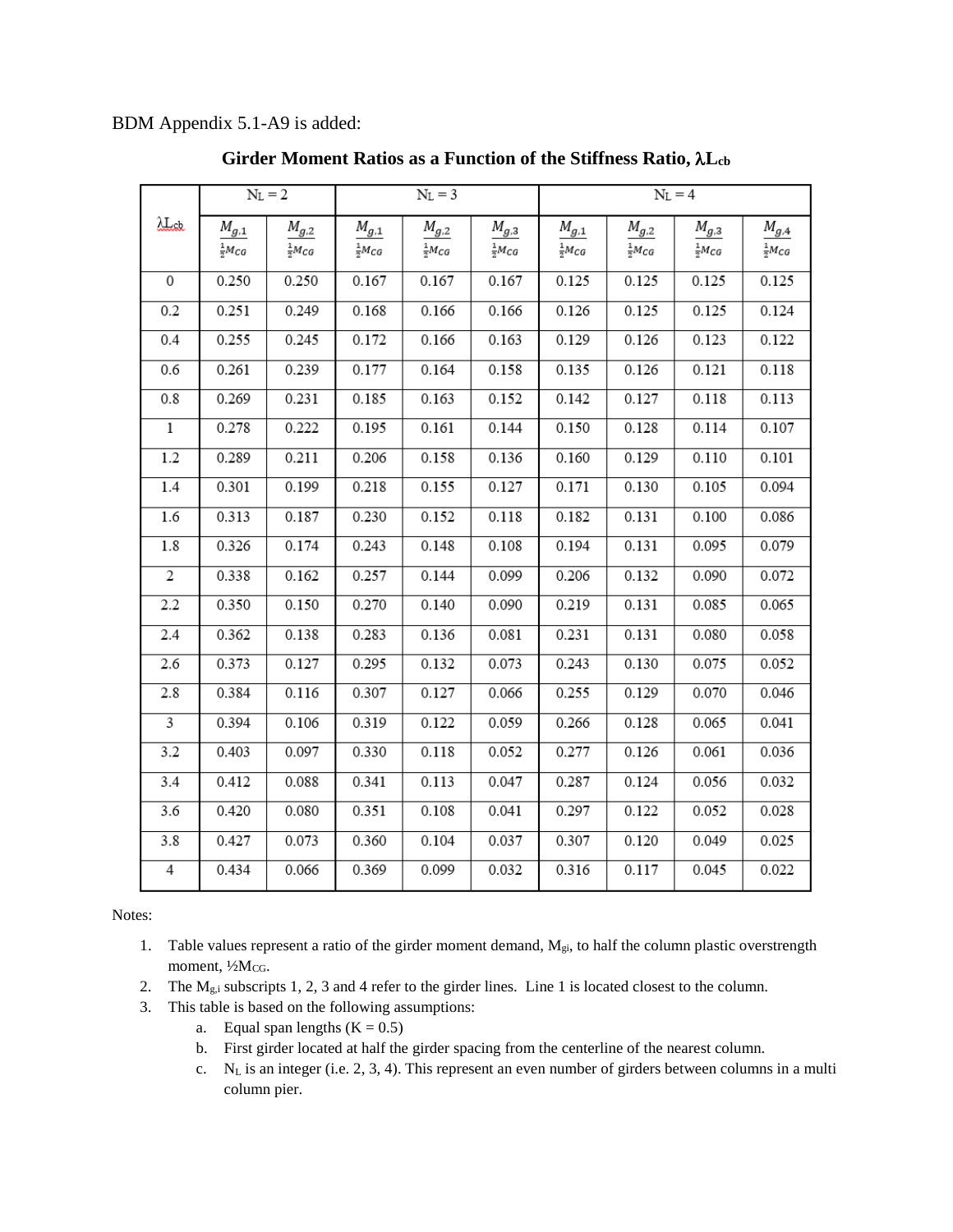BDM Appendix 5.1-A9 is added:

**Girder Moment Ratios as a Function of the Stiffness Ratio, $\lambda L_{cb}$**

| $\lambda L_{cb}$ | $N_L = 2$ | | $N_L = 3$ | | | $N_L = 4$ | | | |
|---|---|---|---|---|---|---|---|---|---|
| | $\frac{M_{g,1}}{\frac{1}{2}M_{CG}}$ | $\frac{M_{g,2}}{\frac{1}{2}M_{CG}}$ | $\frac{M_{g,1}}{\frac{1}{2}M_{CG}}$ | $\frac{M_{g,2}}{\frac{1}{2}M_{CG}}$ | $\frac{M_{g,3}}{\frac{1}{2}M_{CG}}$ | $\frac{M_{g,1}}{\frac{1}{2}M_{CG}}$ | $\frac{M_{g,2}}{\frac{1}{2}M_{CG}}$ | $\frac{M_{g,3}}{\frac{1}{2}M_{CG}}$ | $\frac{M_{g,4}}{\frac{1}{2}M_{CG}}$ |
| 0 | 0.250 | 0.250 | 0.167 | 0.167 | 0.167 | 0.125 | 0.125 | 0.125 | 0.125 |
| 0.2 | 0.251 | 0.249 | 0.168 | 0.166 | 0.166 | 0.126 | 0.125 | 0.125 | 0.124 |
| 0.4 | 0.255 | 0.245 | 0.172 | 0.166 | 0.163 | 0.129 | 0.126 | 0.123 | 0.122 |
| 0.6 | 0.261 | 0.239 | 0.177 | 0.164 | 0.158 | 0.135 | 0.126 | 0.121 | 0.118 |
| 0.8 | 0.269 | 0.231 | 0.185 | 0.163 | 0.152 | 0.142 | 0.127 | 0.118 | 0.113 |
| 1 | 0.278 | 0.222 | 0.195 | 0.161 | 0.144 | 0.150 | 0.128 | 0.114 | 0.107 |
| 1.2 | 0.289 | 0.211 | 0.206 | 0.158 | 0.136 | 0.160 | 0.129 | 0.110 | 0.101 |
| 1.4 | 0.301 | 0.199 | 0.218 | 0.155 | 0.127 | 0.171 | 0.130 | 0.105 | 0.094 |
| 1.6 | 0.313 | 0.187 | 0.230 | 0.152 | 0.118 | 0.182 | 0.131 | 0.100 | 0.086 |
| 1.8 | 0.326 | 0.174 | 0.243 | 0.148 | 0.108 | 0.194 | 0.131 | 0.095 | 0.079 |
| 2 | 0.338 | 0.162 | 0.257 | 0.144 | 0.099 | 0.206 | 0.132 | 0.090 | 0.072 |
| 2.2 | 0.350 | 0.150 | 0.270 | 0.140 | 0.090 | 0.219 | 0.131 | 0.085 | 0.065 |
| 2.4 | 0.362 | 0.138 | 0.283 | 0.136 | 0.081 | 0.231 | 0.131 | 0.080 | 0.058 |
| 2.6 | 0.373 | 0.127 | 0.295 | 0.132 | 0.073 | 0.243 | 0.130 | 0.075 | 0.052 |
| 2.8 | 0.384 | 0.116 | 0.307 | 0.127 | 0.066 | 0.255 | 0.129 | 0.070 | 0.046 |
| 3 | 0.394 | 0.106 | 0.319 | 0.122 | 0.059 | 0.266 | 0.128 | 0.065 | 0.041 |
| 3.2 | 0.403 | 0.097 | 0.330 | 0.118 | 0.052 | 0.277 | 0.126 | 0.061 | 0.036 |
| 3.4 | 0.412 | 0.088 | 0.341 | 0.113 | 0.047 | 0.287 | 0.124 | 0.056 | 0.032 |
| 3.6 | 0.420 | 0.080 | 0.351 | 0.108 | 0.041 | 0.297 | 0.122 | 0.052 | 0.028 |
| 3.8 | 0.427 | 0.073 | 0.360 | 0.104 | 0.037 | 0.307 | 0.120 | 0.049 | 0.025 |
| 4 | 0.434 | 0.066 | 0.369 | 0.099 | 0.032 | 0.316 | 0.117 | 0.045 | 0.022 |

Notes:

1. Table values represent a ratio of the girder moment demand, $M_{gi}$, to half the column plastic overstrength moment, $\frac{1}{2}M_{CG}$.
2. The $M_{g,i}$ subscripts 1, 2, 3 and 4 refer to the girder lines. Line 1 is located closest to the column.
3. This table is based on the following assumptions:
   a. Equal span lengths (K = 0.5)
   b. First girder located at half the girder spacing from the centerline of the nearest column.
   c. $N_L$ is an integer (i.e. 2, 3, 4). This represent an even number of girders between columns in a multi column pier.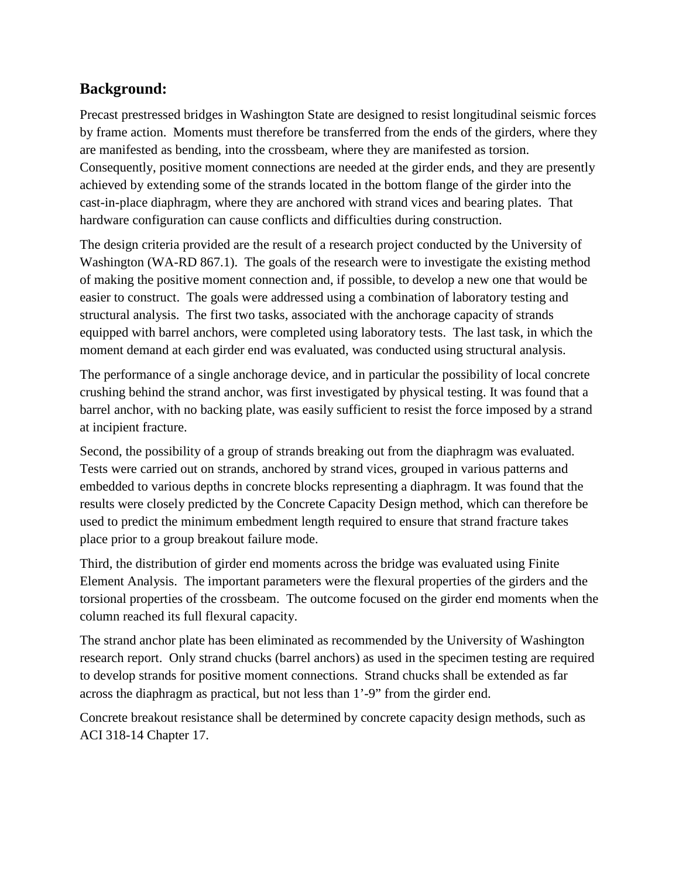## Background:

Precast prestressed bridges in Washington State are designed to resist longitudinal seismic forces by frame action. Moments must therefore be transferred from the ends of the girders, where they are manifested as bending, into the crossbeam, where they are manifested as torsion. Consequently, positive moment connections are needed at the girder ends, and they are presently achieved by extending some of the strands located in the bottom flange of the girder into the cast-in-place diaphragm, where they are anchored with strand vices and bearing plates. That hardware configuration can cause conflicts and difficulties during construction.

The design criteria provided are the result of a research project conducted by the University of Washington (WA-RD 867.1). The goals of the research were to investigate the existing method of making the positive moment connection and, if possible, to develop a new one that would be easier to construct. The goals were addressed using a combination of laboratory testing and structural analysis. The first two tasks, associated with the anchorage capacity of strands equipped with barrel anchors, were completed using laboratory tests. The last task, in which the moment demand at each girder end was evaluated, was conducted using structural analysis.

The performance of a single anchorage device, and in particular the possibility of local concrete crushing behind the strand anchor, was first investigated by physical testing. It was found that a barrel anchor, with no backing plate, was easily sufficient to resist the force imposed by a strand at incipient fracture.

Second, the possibility of a group of strands breaking out from the diaphragm was evaluated. Tests were carried out on strands, anchored by strand vices, grouped in various patterns and embedded to various depths in concrete blocks representing a diaphragm. It was found that the results were closely predicted by the Concrete Capacity Design method, which can therefore be used to predict the minimum embedment length required to ensure that strand fracture takes place prior to a group breakout failure mode.

Third, the distribution of girder end moments across the bridge was evaluated using Finite Element Analysis. The important parameters were the flexural properties of the girders and the torsional properties of the crossbeam. The outcome focused on the girder end moments when the column reached its full flexural capacity.

The strand anchor plate has been eliminated as recommended by the University of Washington research report. Only strand chucks (barrel anchors) as used in the specimen testing are required to develop strands for positive moment connections. Strand chucks shall be extended as far across the diaphragm as practical, but not less than 1'-9" from the girder end.

Concrete breakout resistance shall be determined by concrete capacity design methods, such as ACI 318-14 Chapter 17.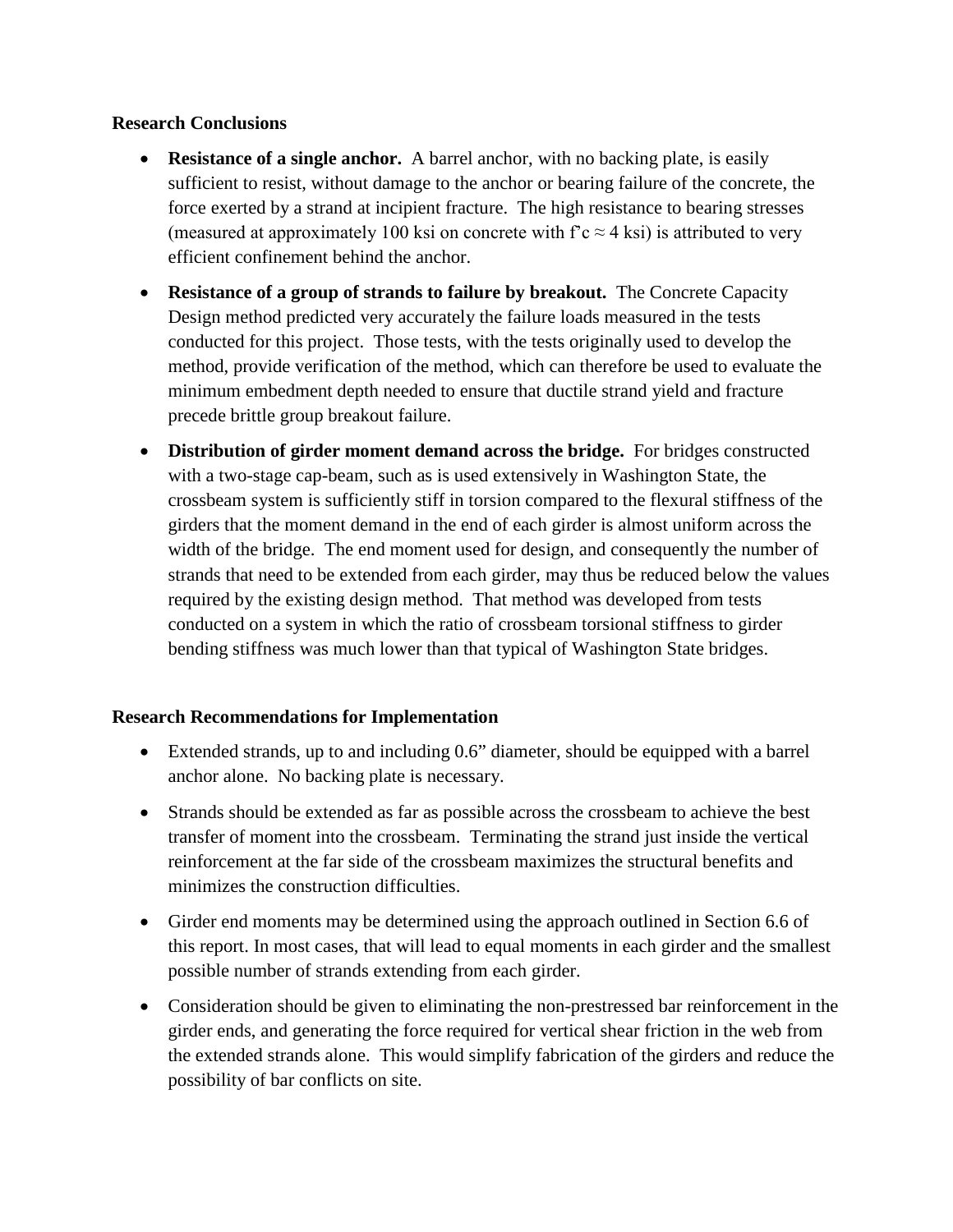## Research Conclusions

- **Resistance of a single anchor.** A barrel anchor, with no backing plate, is easily sufficient to resist, without damage to the anchor or bearing failure of the concrete, the force exerted by a strand at incipient fracture. The high resistance to bearing stresses (measured at approximately 100 ksi on concrete with $f'c \approx 4$ ksi) is attributed to very efficient confinement behind the anchor.
- **Resistance of a group of strands to failure by breakout.** The Concrete Capacity Design method predicted very accurately the failure loads measured in the tests conducted for this project. Those tests, with the tests originally used to develop the method, provide verification of the method, which can therefore be used to evaluate the minimum embedment depth needed to ensure that ductile strand yield and fracture precede brittle group breakout failure.
- **Distribution of girder moment demand across the bridge.** For bridges constructed with a two-stage cap-beam, such as is used extensively in Washington State, the crossbeam system is sufficiently stiff in torsion compared to the flexural stiffness of the girders that the moment demand in the end of each girder is almost uniform across the width of the bridge. The end moment used for design, and consequently the number of strands that need to be extended from each girder, may thus be reduced below the values required by the existing design method. That method was developed from tests conducted on a system in which the ratio of crossbeam torsional stiffness to girder bending stiffness was much lower than that typical of Washington State bridges.

## Research Recommendations for Implementation

- Extended strands, up to and including 0.6" diameter, should be equipped with a barrel anchor alone. No backing plate is necessary.
- Strands should be extended as far as possible across the crossbeam to achieve the best transfer of moment into the crossbeam. Terminating the strand just inside the vertical reinforcement at the far side of the crossbeam maximizes the structural benefits and minimizes the construction difficulties.
- Girder end moments may be determined using the approach outlined in Section 6.6 of this report. In most cases, that will lead to equal moments in each girder and the smallest possible number of strands extending from each girder.
- Consideration should be given to eliminating the non-prestressed bar reinforcement in the girder ends, and generating the force required for vertical shear friction in the web from the extended strands alone. This would simplify fabrication of the girders and reduce the possibility of bar conflicts on site.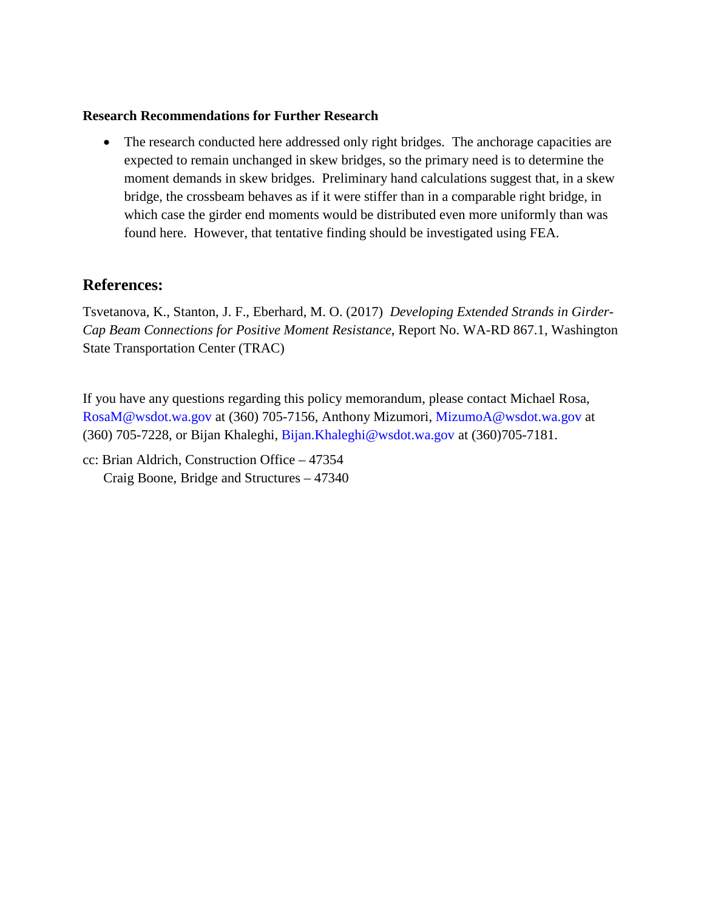**Research Recommendations for Further Research**

- The research conducted here addressed only right bridges. The anchorage capacities are expected to remain unchanged in skew bridges, so the primary need is to determine the moment demands in skew bridges. Preliminary hand calculations suggest that, in a skew bridge, the crossbeam behaves as if it were stiffer than in a comparable right bridge, in which case the girder end moments would be distributed even more uniformly than was found here. However, that tentative finding should be investigated using FEA.

## References:

Tsvetanova, K., Stanton, J. F., Eberhard, M. O. (2017) *Developing Extended Strands in Girder-Cap Beam Connections for Positive Moment Resistance*, Report No. WA-RD 867.1, Washington State Transportation Center (TRAC)

If you have any questions regarding this policy memorandum, please contact Michael Rosa, RosaM@wsdot.wa.gov at (360) 705-7156, Anthony Mizumori, MizumoA@wsdot.wa.gov at (360) 705-7228, or Bijan Khaleghi, Bijan.Khaleghi@wsdot.wa.gov at (360)705-7181.

cc: Brian Aldrich, Construction Office – 47354
Craig Boone, Bridge and Structures – 47340